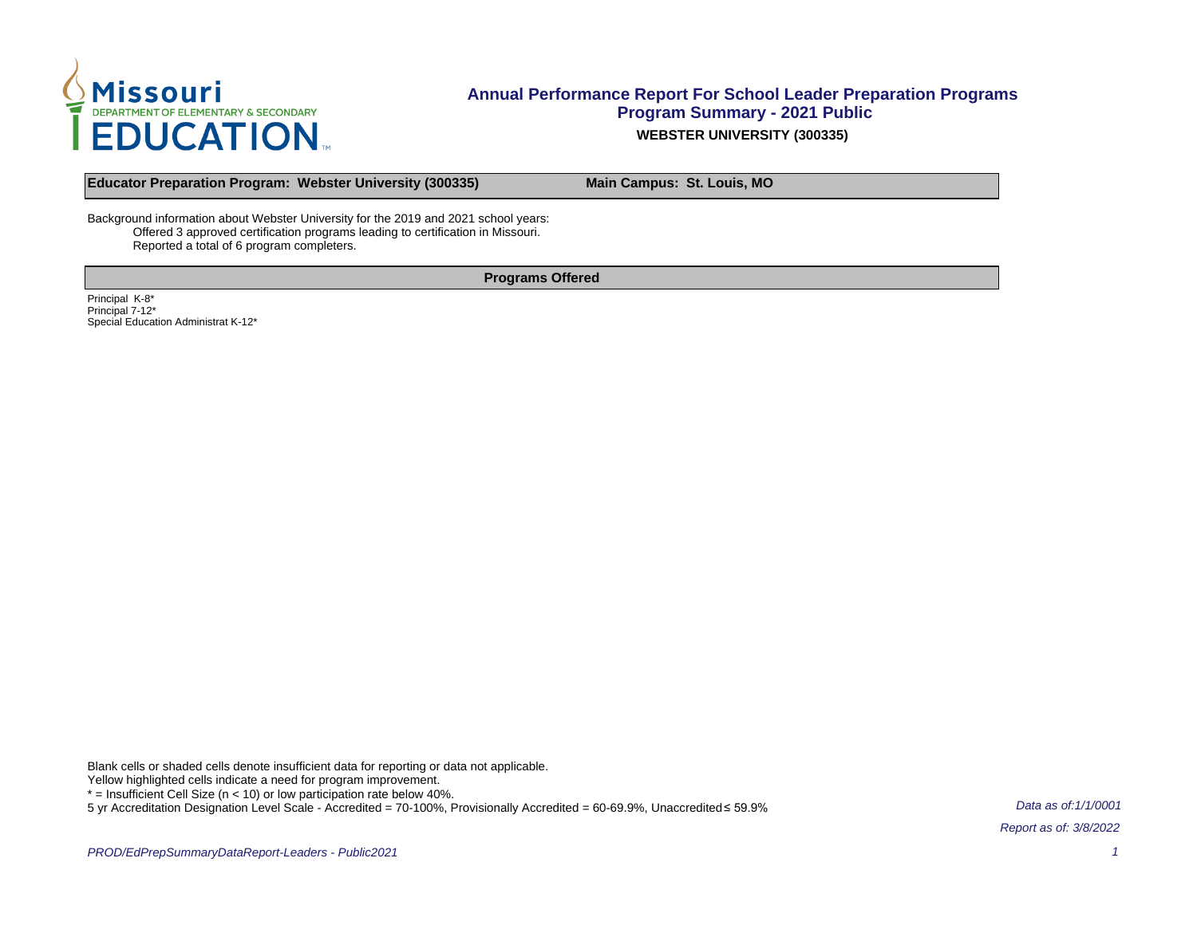# Annual Performance Report For School Leader Preparation Programs

## Program Summary - 2021 Public

**WEBSTER UNIVERSITY (300335)**

| **Educator Preparation Program: Webster University (300335)** | **Main Campus: St. Louis, MO** |
|---|---|

Background information about Webster University for the 2019 and 2021 school years:

- Offered 3 approved certification programs leading to certification in Missouri.
- Reported a total of 6 program completers.

| **Programs Offered** |
|---|
| Principal K-8* |
| Principal 7-12* |
| Special Education Administrat K-12* |

Blank cells or shaded cells denote insufficient data for reporting or data not applicable.
Yellow highlighted cells indicate a need for program improvement.
* = Insufficient Cell Size (n < 10) or low participation rate below 40%.
5 yr Accreditation Designation Level Scale - Accredited = 70-100%, Provisionally Accredited = 60-69.9%, Unaccredited ≤ 59.9%

*Data as of:1/1/0001*

*Report as of: 3/8/2022*

*PROD/EdPrepSummaryDataReport-Leaders - Public2021*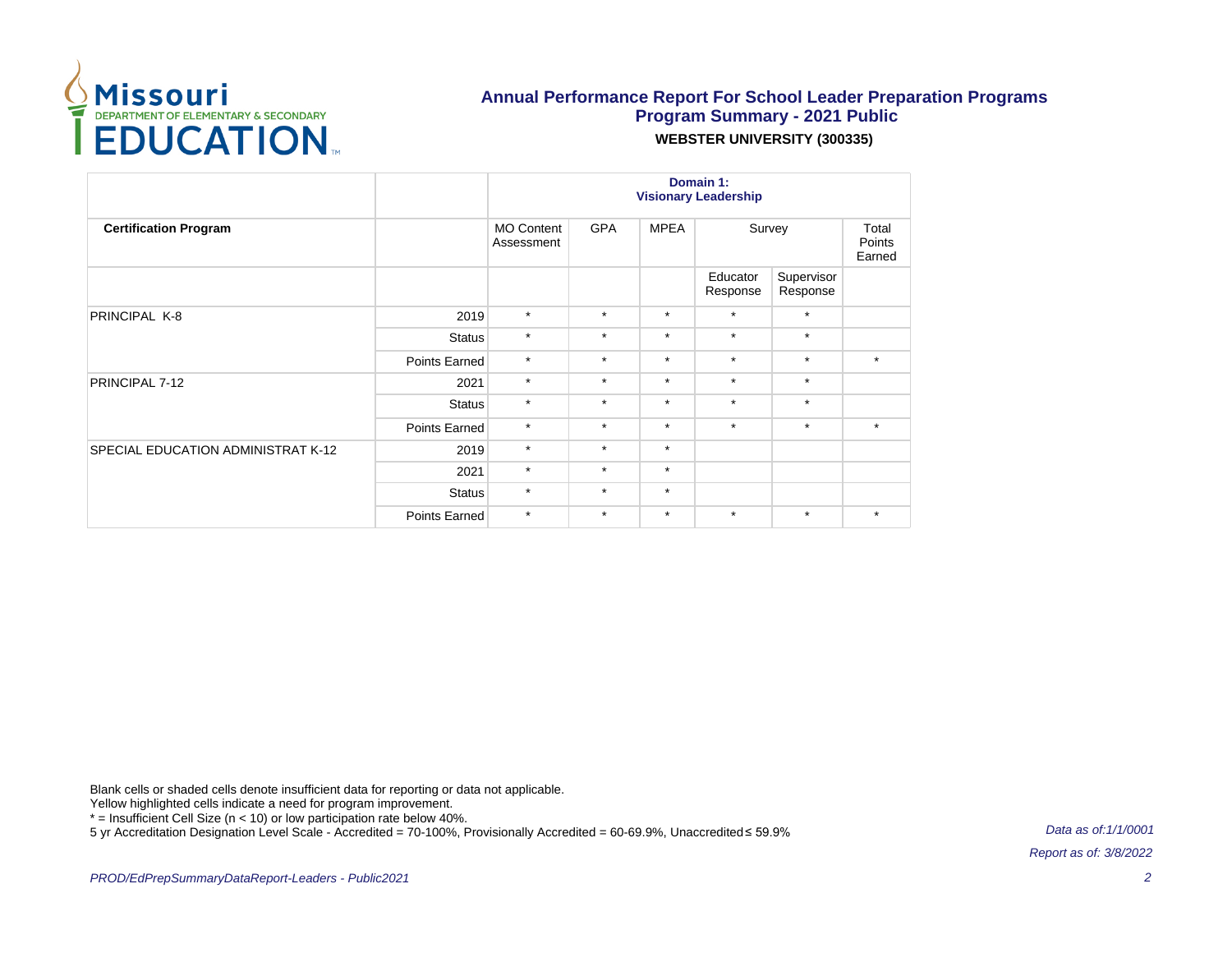**Annual Performance Report For School Leader Preparation Programs**
**Program Summary - 2021 Public**
**WEBSTER UNIVERSITY (300335)**

| | | **Domain 1: Visionary Leadership** | | | | | |
|---|---|---|---|---|---|---|---|
| **Certification Program** | | MO Content Assessment | GPA | MPEA | Survey | | Total Points Earned |
| | | | | | Educator Response | Supervisor Response | |
| PRINCIPAL K-8 | 2019 | * | * | * | * | * | |
| | Status | * | * | * | * | * | |
| | Points Earned | * | * | * | * | * | * |
| PRINCIPAL 7-12 | 2021 | * | * | * | * | * | |
| | Status | * | * | * | * | * | |
| | Points Earned | * | * | * | * | * | * |
| SPECIAL EDUCATION ADMINISTRAT K-12 | 2019 | * | * | * | | | |
| | 2021 | * | * | * | | | |
| | Status | * | * | * | | | |
| | Points Earned | * | * | * | * | * | * |

Blank cells or shaded cells denote insufficient data for reporting or data not applicable.
Yellow highlighted cells indicate a need for program improvement.
* = Insufficient Cell Size (n < 10) or low participation rate below 40%.
5 yr Accreditation Designation Level Scale - Accredited = 70-100%, Provisionally Accredited = 60-69.9%, Unaccredited ≤ 59.9%

*Data as of:1/1/0001*

*Report as of: 3/8/2022*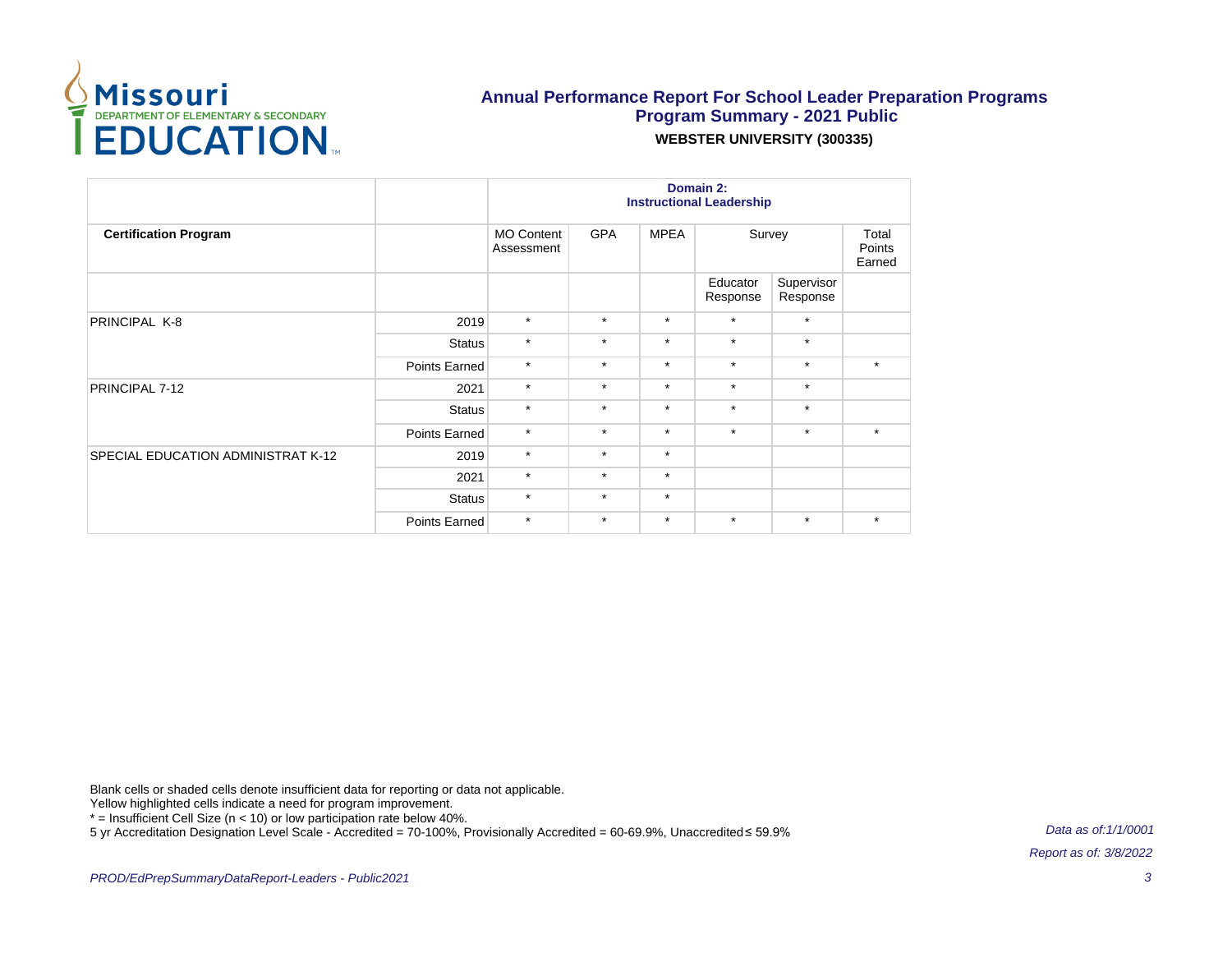# Annual Performance Report For School Leader Preparation Programs
## Program Summary - 2021 Public
### WEBSTER UNIVERSITY (300335)

| | | Domain 2: Instructional Leadership | | | | | |
|---|---|---|---|---|---|---|---|
| **Certification Program** | | MO Content Assessment | GPA | MPEA | Survey | | Total Points Earned |
| | | | | | Educator Response | Supervisor Response | |
| PRINCIPAL K-8 | 2019 | * | * | * | * | * | |
| | Status | * | * | * | * | * | |
| | Points Earned | * | * | * | * | * | * |
| PRINCIPAL 7-12 | 2021 | * | * | * | * | * | |
| | Status | * | * | * | * | * | |
| | Points Earned | * | * | * | * | * | * |
| SPECIAL EDUCATION ADMINISTRAT K-12 | 2019 | * | * | * | | | |
| | 2021 | * | * | * | | | |
| | Status | * | * | * | | | |
| | Points Earned | * | * | * | * | * | * |

Blank cells or shaded cells denote insufficient data for reporting or data not applicable.
Yellow highlighted cells indicate a need for program improvement.
* = Insufficient Cell Size (n < 10) or low participation rate below 40%.
5 yr Accreditation Designation Level Scale - Accredited = 70-100%, Provisionally Accredited = 60-69.9%, Unaccredited ≤ 59.9%

*Data as of:1/1/0001*

*Report as of: 3/8/2022*

*PROD/EdPrepSummaryDataReport-Leaders - Public2021*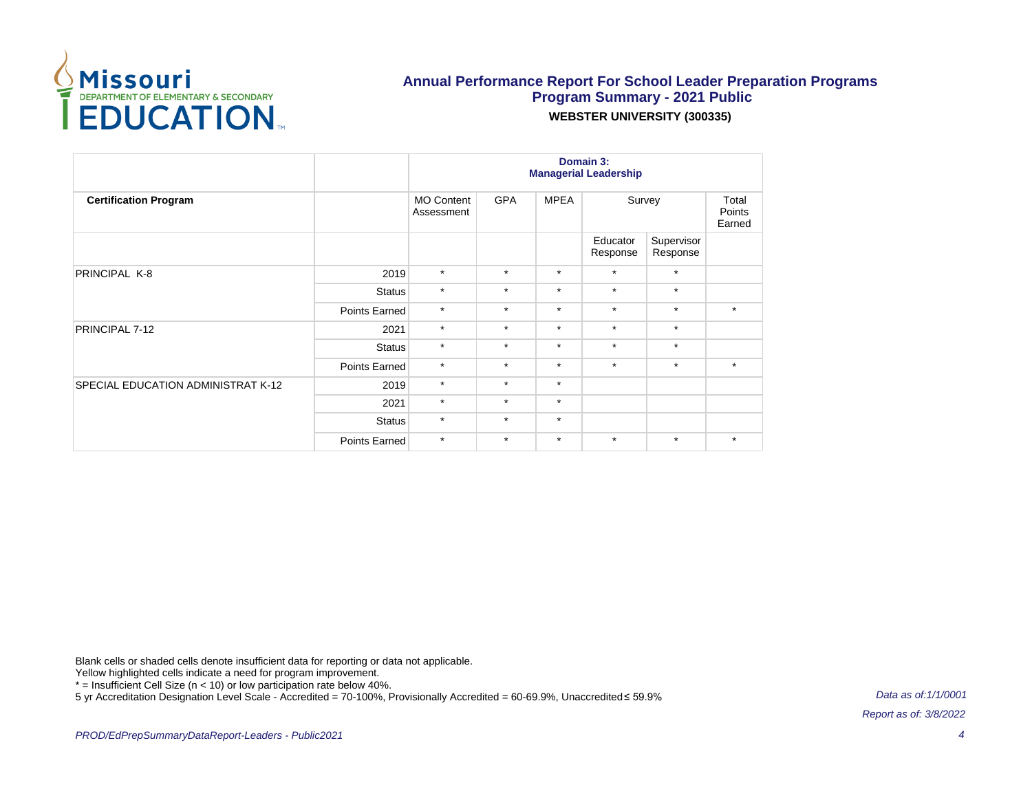# Annual Performance Report For School Leader Preparation Programs

## Program Summary - 2021 Public

**WEBSTER UNIVERSITY (300335)**

| | | Domain 3: Managerial Leadership | | | | | |
|---|---|---|---|---|---|---|---|
| **Certification Program** | | MO Content Assessment | GPA | MPEA | Survey | | Total Points Earned |
| | | | | | Educator Response | Supervisor Response | |
| PRINCIPAL K-8 | 2019 | * | * | * | * | * | |
| | Status | * | * | * | * | * | |
| | Points Earned | * | * | * | * | * | * |
| PRINCIPAL 7-12 | 2021 | * | * | * | * | * | |
| | Status | * | * | * | * | * | |
| | Points Earned | * | * | * | * | * | * |
| SPECIAL EDUCATION ADMINISTRAT K-12 | 2019 | * | * | * | | | |
| | 2021 | * | * | * | | | |
| | Status | * | * | * | | | |
| | Points Earned | * | * | * | * | * | * |

Blank cells or shaded cells denote insufficient data for reporting or data not applicable.
Yellow highlighted cells indicate a need for program improvement.
* = Insufficient Cell Size (n < 10) or low participation rate below 40%.
5 yr Accreditation Designation Level Scale - Accredited = 70-100%, Provisionally Accredited = 60-69.9%, Unaccredited ≤ 59.9%

*Data as of:1/1/0001*

*Report as of: 3/8/2022*

*PROD/EdPrepSummaryDataReport-Leaders - Public2021*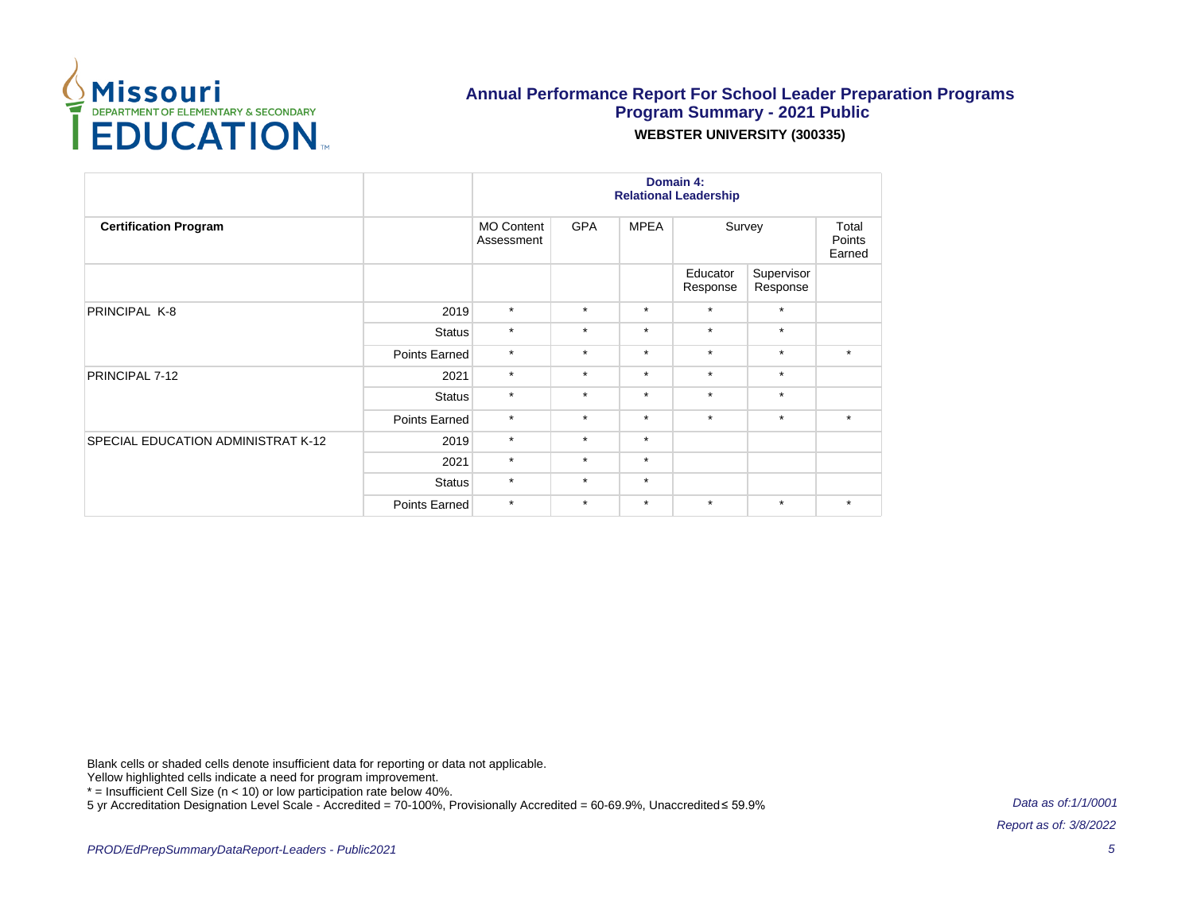# Annual Performance Report For School Leader Preparation Programs

## Program Summary - 2021 Public

**WEBSTER UNIVERSITY (300335)**

| | | Domain 4: Relational Leadership | | | | | |
|---|---|---|---|---|---|---|---|
| **Certification Program** | | MO Content Assessment | GPA | MPEA | Survey | | Total Points Earned |
| | | | | | Educator Response | Supervisor Response | |
| PRINCIPAL K-8 | 2019 | * | * | * | * | * | |
| | Status | * | * | * | * | * | |
| | Points Earned | * | * | * | * | * | * |
| PRINCIPAL 7-12 | 2021 | * | * | * | * | * | |
| | Status | * | * | * | * | * | |
| | Points Earned | * | * | * | * | * | * |
| SPECIAL EDUCATION ADMINISTRAT K-12 | 2019 | * | * | * | | | |
| | 2021 | * | * | * | | | |
| | Status | * | * | * | | | |
| | Points Earned | * | * | * | * | * | * |

Blank cells or shaded cells denote insufficient data for reporting or data not applicable.
Yellow highlighted cells indicate a need for program improvement.
* = Insufficient Cell Size (n < 10) or low participation rate below 40%.
5 yr Accreditation Designation Level Scale - Accredited = 70-100%, Provisionally Accredited = 60-69.9%, Unaccredited ≤ 59.9%

*Data as of:1/1/0001*

*Report as of: 3/8/2022*

*PROD/EdPrepSummaryDataReport-Leaders - Public2021*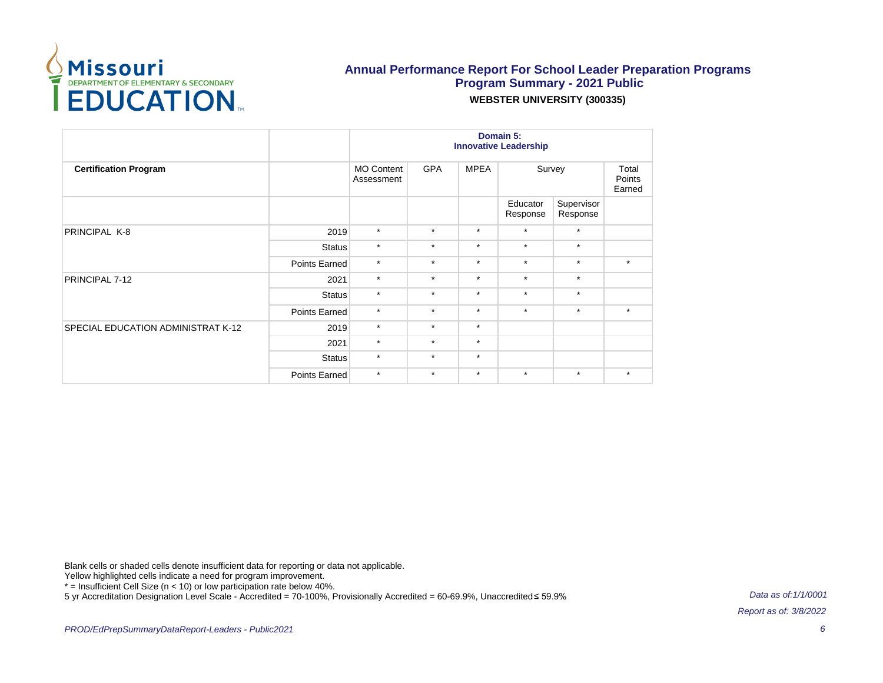# Annual Performance Report For School Leader Preparation Programs
## Program Summary - 2021 Public
### WEBSTER UNIVERSITY (300335)

| | | Domain 5: Innovative Leadership | | | | | |
|---|---|---|---|---|---|---|---|
| **Certification Program** | | MO Content Assessment | GPA | MPEA | Survey | | Total Points Earned |
| | | | | | Educator Response | Supervisor Response | |
| PRINCIPAL K-8 | 2019 | * | * | * | * | * | |
| | Status | * | * | * | * | * | |
| | Points Earned | * | * | * | * | * | * |
| PRINCIPAL 7-12 | 2021 | * | * | * | * | * | |
| | Status | * | * | * | * | * | |
| | Points Earned | * | * | * | * | * | * |
| SPECIAL EDUCATION ADMINISTRAT K-12 | 2019 | * | * | * | | | |
| | 2021 | * | * | * | | | |
| | Status | * | * | * | | | |
| | Points Earned | * | * | * | * | * | * |

Blank cells or shaded cells denote insufficient data for reporting or data not applicable.
Yellow highlighted cells indicate a need for program improvement.
* = Insufficient Cell Size (n < 10) or low participation rate below 40%.
5 yr Accreditation Designation Level Scale - Accredited = 70-100%, Provisionally Accredited = 60-69.9%, Unaccredited ≤ 59.9%

*Data as of:1/1/0001*

*Report as of: 3/8/2022*

*PROD/EdPrepSummaryDataReport-Leaders - Public2021*